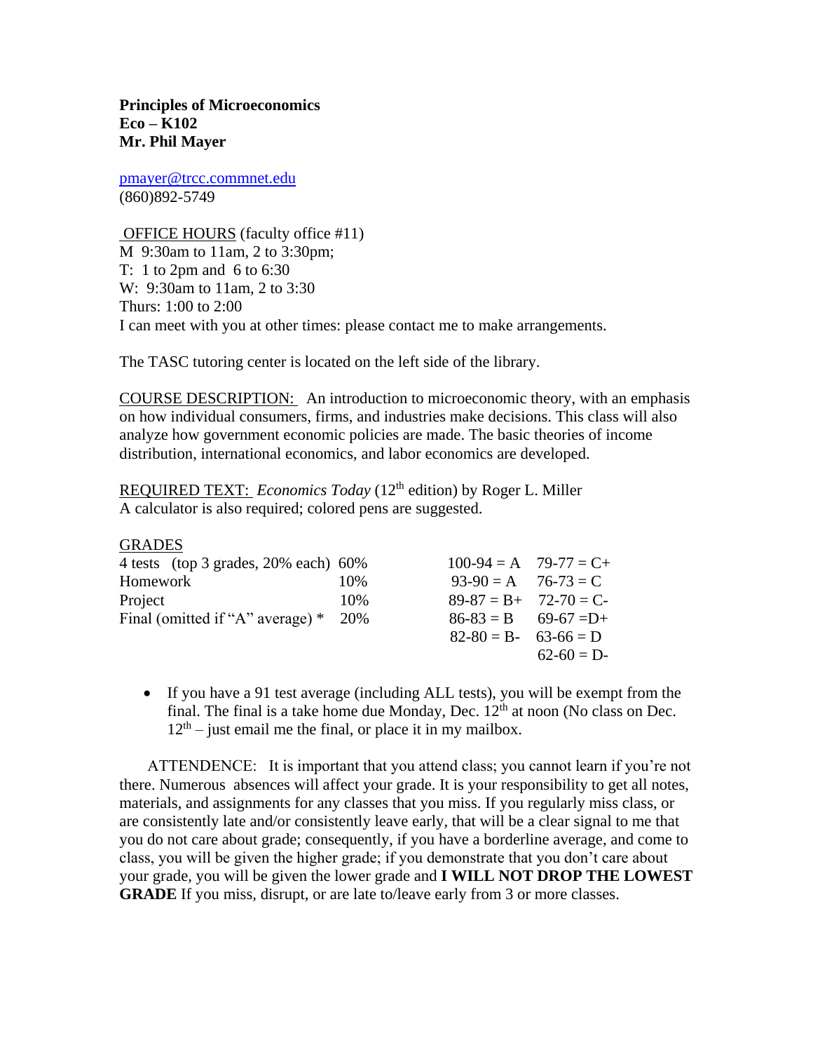**Principles of Microeconomics**
**Eco – K102**
**Mr. Phil Mayer**

pmayer@trcc.commnet.edu
(860)892-5749

OFFICE HOURS (faculty office #11)
M 9:30am to 11am, 2 to 3:30pm;
T: 1 to 2pm and 6 to 6:30
W: 9:30am to 11am, 2 to 3:30
Thurs: 1:00 to 2:00
I can meet with you at other times: please contact me to make arrangements.

The TASC tutoring center is located on the left side of the library.

COURSE DESCRIPTION: An introduction to microeconomic theory, with an emphasis on how individual consumers, firms, and industries make decisions. This class will also analyze how government economic policies are made. The basic theories of income distribution, international economics, and labor economics are developed.

REQUIRED TEXT: *Economics Today* (12th edition) by Roger L. Miller
A calculator is also required; colored pens are suggested.

GRADES

| | | | |
|---|---|---|---|
| 4 tests (top 3 grades, 20% each) | 60% | 100-94 = A | 79-77 = C+ |
| Homework | 10% | 93-90 = A | 76-73 = C |
| Project | 10% | 89-87 = B+ | 72-70 = C- |
| Final (omitted if "A" average) * | 20% | 86-83 = B | 69-67 =D+ |
| | | 82-80 = B- | 63-66 = D |
| | | | 62-60 = D- |

- If you have a 91 test average (including ALL tests), you will be exempt from the final. The final is a take home due Monday, Dec. 12th at noon (No class on Dec. 12th – just email me the final, or place it in my mailbox.

ATTENDENCE: It is important that you attend class; you cannot learn if you're not there. Numerous absences will affect your grade. It is your responsibility to get all notes, materials, and assignments for any classes that you miss. If you regularly miss class, or are consistently late and/or consistently leave early, that will be a clear signal to me that you do not care about grade; consequently, if you have a borderline average, and come to class, you will be given the higher grade; if you demonstrate that you don't care about your grade, you will be given the lower grade and **I WILL NOT DROP THE LOWEST GRADE** If you miss, disrupt, or are late to/leave early from 3 or more classes.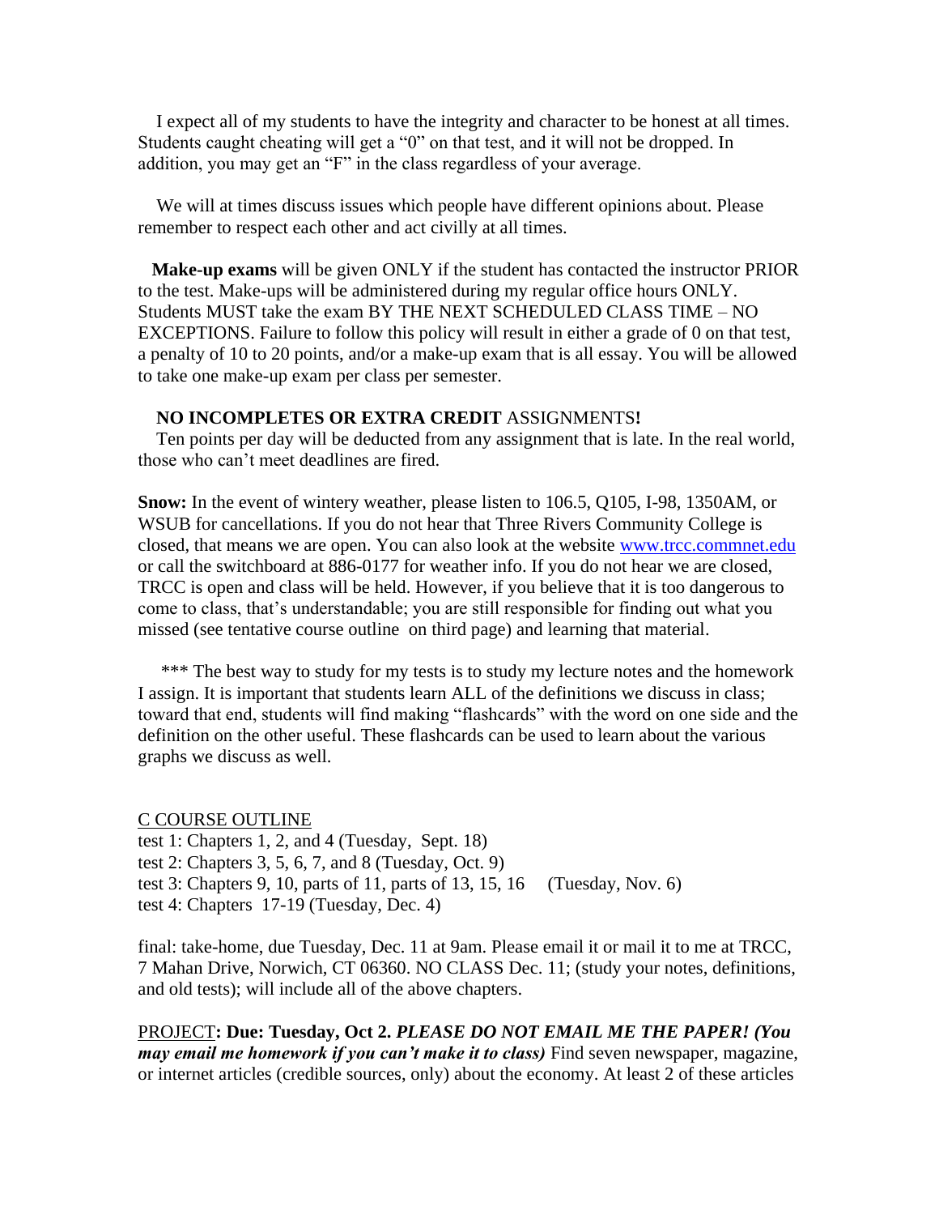I expect all of my students to have the integrity and character to be honest at all times. Students caught cheating will get a "0" on that test, and it will not be dropped. In addition, you may get an "F" in the class regardless of your average.

We will at times discuss issues which people have different opinions about. Please remember to respect each other and act civilly at all times.

**Make-up exams** will be given ONLY if the student has contacted the instructor PRIOR to the test. Make-ups will be administered during my regular office hours ONLY. Students MUST take the exam BY THE NEXT SCHEDULED CLASS TIME – NO EXCEPTIONS. Failure to follow this policy will result in either a grade of 0 on that test, a penalty of 10 to 20 points, and/or a make-up exam that is all essay. You will be allowed to take one make-up exam per class per semester.

**NO INCOMPLETES OR EXTRA CREDIT** ASSIGNMENTS**!**

Ten points per day will be deducted from any assignment that is late. In the real world, those who can't meet deadlines are fired.

**Snow:** In the event of wintery weather, please listen to 106.5, Q105, I-98, 1350AM, or WSUB for cancellations. If you do not hear that Three Rivers Community College is closed, that means we are open. You can also look at the website www.trcc.commnet.edu or call the switchboard at 886-0177 for weather info. If you do not hear we are closed, TRCC is open and class will be held. However, if you believe that it is too dangerous to come to class, that's understandable; you are still responsible for finding out what you missed (see tentative course outline on third page) and learning that material.

*** The best way to study for my tests is to study my lecture notes and the homework I assign. It is important that students learn ALL of the definitions we discuss in class; toward that end, students will find making "flashcards" with the word on one side and the definition on the other useful. These flashcards can be used to learn about the various graphs we discuss as well.

C COURSE OUTLINE

test 1: Chapters 1, 2, and 4 (Tuesday, Sept. 18)
test 2: Chapters 3, 5, 6, 7, and 8 (Tuesday, Oct. 9)
test 3: Chapters 9, 10, parts of 11, parts of 13, 15, 16 (Tuesday, Nov. 6)
test 4: Chapters 17-19 (Tuesday, Dec. 4)

final: take-home, due Tuesday, Dec. 11 at 9am. Please email it or mail it to me at TRCC, 7 Mahan Drive, Norwich, CT 06360. NO CLASS Dec. 11; (study your notes, definitions, and old tests); will include all of the above chapters.

PROJECT**: Due: Tuesday, Oct 2.** ***PLEASE DO NOT EMAIL ME THE PAPER! (You may email me homework if you can't make it to class)*** Find seven newspaper, magazine, or internet articles (credible sources, only) about the economy. At least 2 of these articles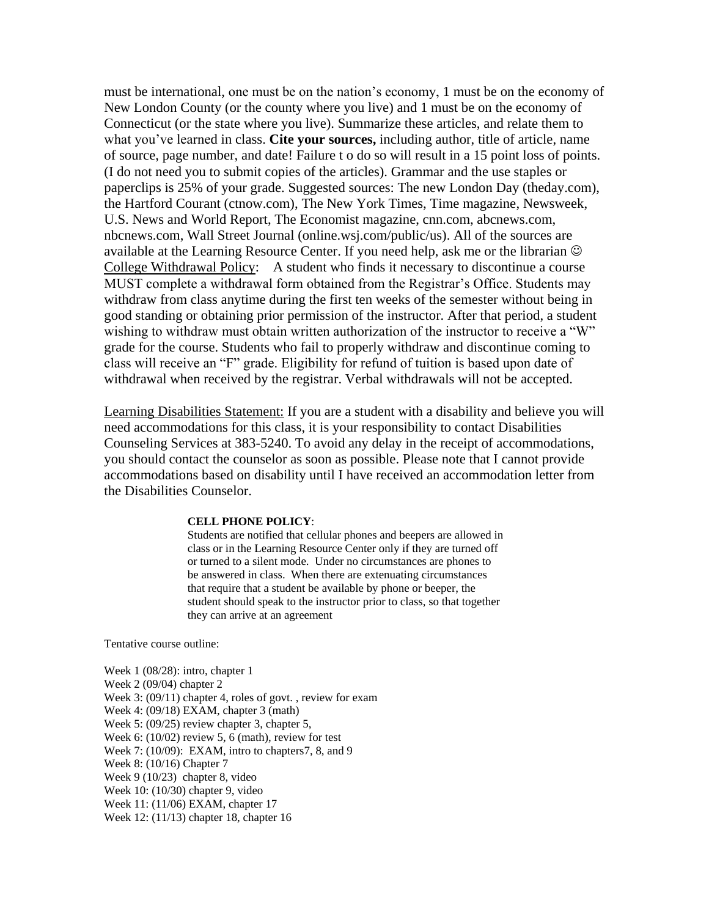must be international, one must be on the nation's economy, 1 must be on the economy of New London County (or the county where you live) and 1 must be on the economy of Connecticut (or the state where you live). Summarize these articles, and relate them to what you've learned in class. **Cite your sources,** including author, title of article, name of source, page number, and date! Failure t o do so will result in a 15 point loss of points. (I do not need you to submit copies of the articles). Grammar and the use staples or paperclips is 25% of your grade. Suggested sources: The new London Day (theday.com), the Hartford Courant (ctnow.com), The New York Times, Time magazine, Newsweek, U.S. News and World Report, The Economist magazine, cnn.com, abcnews.com, nbcnews.com, Wall Street Journal (online.wsj.com/public/us). All of the sources are available at the Learning Resource Center. If you need help, ask me or the librarian ☺

College Withdrawal Policy: A student who finds it necessary to discontinue a course MUST complete a withdrawal form obtained from the Registrar's Office. Students may withdraw from class anytime during the first ten weeks of the semester without being in good standing or obtaining prior permission of the instructor. After that period, a student wishing to withdraw must obtain written authorization of the instructor to receive a "W" grade for the course. Students who fail to properly withdraw and discontinue coming to class will receive an "F" grade. Eligibility for refund of tuition is based upon date of withdrawal when received by the registrar. Verbal withdrawals will not be accepted.

Learning Disabilities Statement: If you are a student with a disability and believe you will need accommodations for this class, it is your responsibility to contact Disabilities Counseling Services at 383-5240. To avoid any delay in the receipt of accommodations, you should contact the counselor as soon as possible. Please note that I cannot provide accommodations based on disability until I have received an accommodation letter from the Disabilities Counselor.

**CELL PHONE POLICY**:
Students are notified that cellular phones and beepers are allowed in class or in the Learning Resource Center only if they are turned off or turned to a silent mode. Under no circumstances are phones to be answered in class. When there are extenuating circumstances that require that a student be available by phone or beeper, the student should speak to the instructor prior to class, so that together they can arrive at an agreement

Tentative course outline:

Week 1 (08/28): intro, chapter 1
Week 2 (09/04) chapter 2
Week 3: (09/11) chapter 4, roles of govt. , review for exam
Week 4: (09/18) EXAM, chapter 3 (math)
Week 5: (09/25) review chapter 3, chapter 5,
Week 6: (10/02) review 5, 6 (math), review for test
Week 7: (10/09): EXAM, intro to chapters7, 8, and 9
Week 8: (10/16) Chapter 7
Week 9 (10/23) chapter 8, video
Week 10: (10/30) chapter 9, video
Week 11: (11/06) EXAM, chapter 17
Week 12: (11/13) chapter 18, chapter 16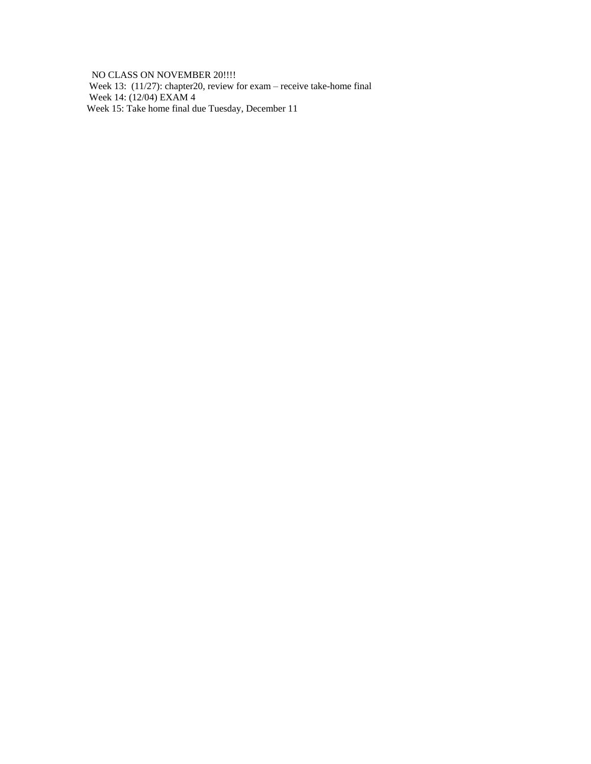NO CLASS ON NOVEMBER 20!!!!

Week 13: (11/27): chapter20, review for exam – receive take-home final

Week 14: (12/04) EXAM 4

Week 15: Take home final due Tuesday, December 11